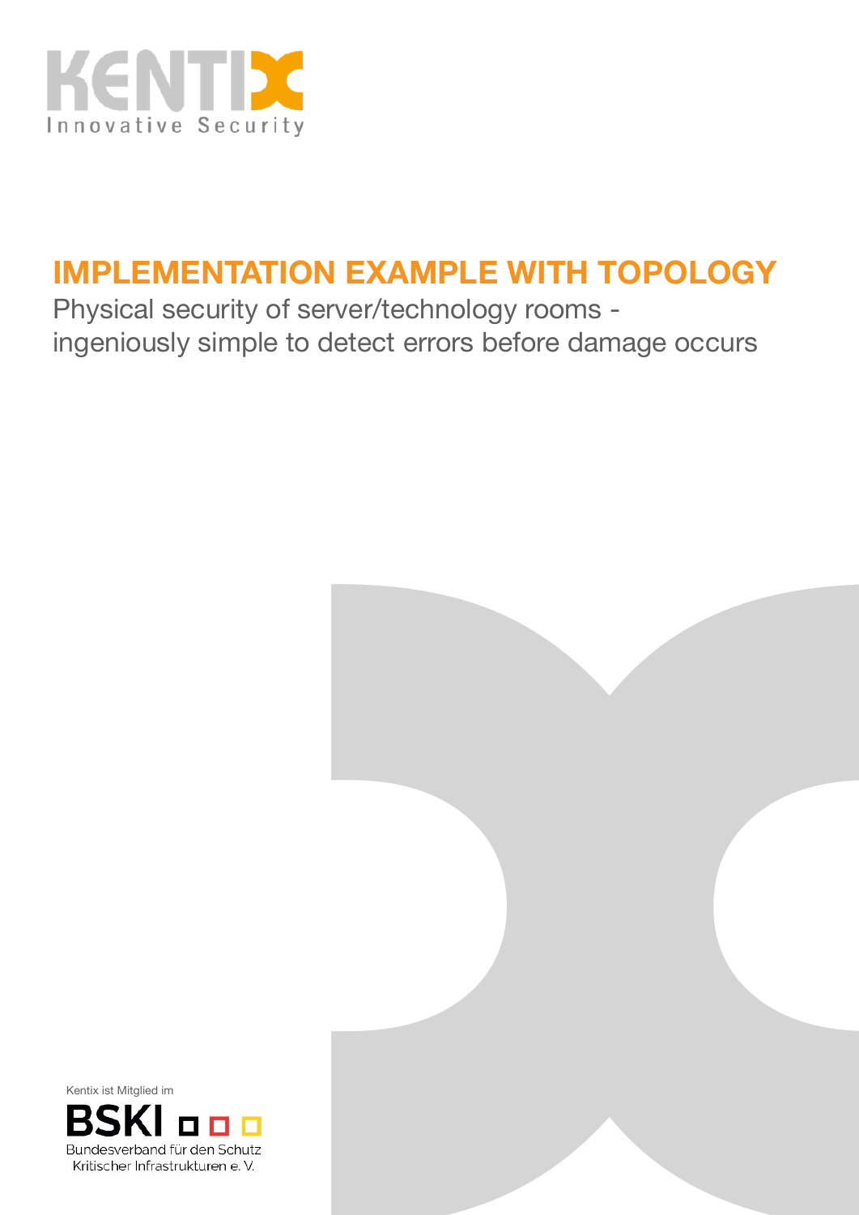KENTIX
Innovative Security

# IMPLEMENTATION EXAMPLE WITH TOPOLOGY

Physical security of server/technology rooms - ingeniously simple to detect errors before damage occurs

Kentix ist Mitglied im

BSKI

Bundesverband für den Schutz Kritischer Infrastrukturen e. V.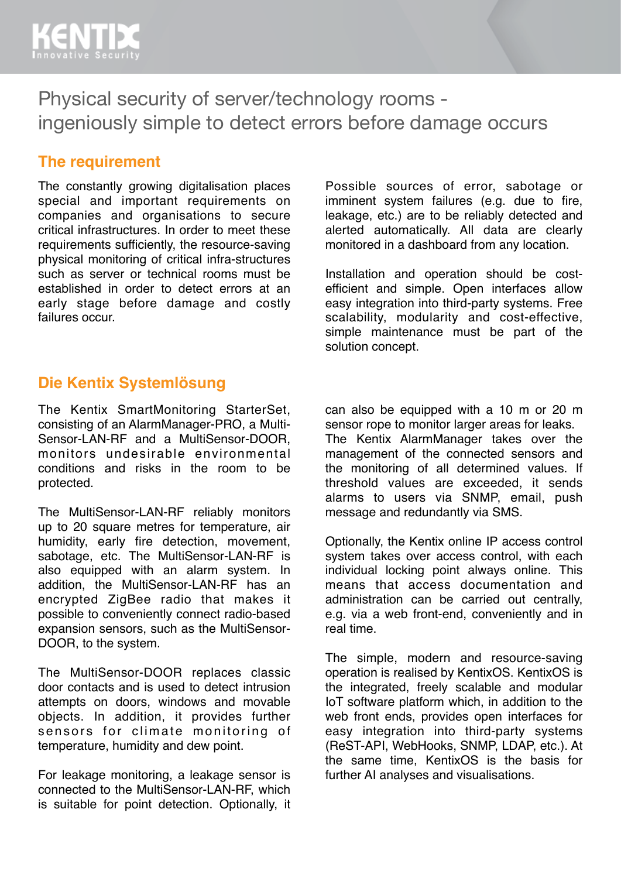# Physical security of server/technology rooms - ingeniously simple to detect errors before damage occurs

## The requirement

The constantly growing digitalisation places special and important requirements on companies and organisations to secure critical infrastructures. In order to meet these requirements sufficiently, the resource-saving physical monitoring of critical infra-structures such as server or technical rooms must be established in order to detect errors at an early stage before damage and costly failures occur.

Possible sources of error, sabotage or imminent system failures (e.g. due to fire, leakage, etc.) are to be reliably detected and alerted automatically. All data are clearly monitored in a dashboard from any location.

Installation and operation should be cost-efficient and simple. Open interfaces allow easy integration into third-party systems. Free scalability, modularity and cost-effective, simple maintenance must be part of the solution concept.

## Die Kentix Systemlösung

The Kentix SmartMonitoring StarterSet, consisting of an AlarmManager-PRO, a Multi-Sensor-LAN-RF and a MultiSensor-DOOR, monitors undesirable environmental conditions and risks in the room to be protected.

The MultiSensor-LAN-RF reliably monitors up to 20 square metres for temperature, air humidity, early fire detection, movement, sabotage, etc. The MultiSensor-LAN-RF is also equipped with an alarm system. In addition, the MultiSensor-LAN-RF has an encrypted ZigBee radio that makes it possible to conveniently connect radio-based expansion sensors, such as the MultiSensor-DOOR, to the system.

The MultiSensor-DOOR replaces classic door contacts and is used to detect intrusion attempts on doors, windows and movable objects. In addition, it provides further sensors for climate monitoring of temperature, humidity and dew point.

For leakage monitoring, a leakage sensor is connected to the MultiSensor-LAN-RF, which is suitable for point detection. Optionally, it can also be equipped with a 10 m or 20 m sensor rope to monitor larger areas for leaks. The Kentix AlarmManager takes over the management of the connected sensors and the monitoring of all determined values. If threshold values are exceeded, it sends alarms to users via SNMP, email, push message and redundantly via SMS.

Optionally, the Kentix online IP access control system takes over access control, with each individual locking point always online. This means that access documentation and administration can be carried out centrally, e.g. via a web front-end, conveniently and in real time.

The simple, modern and resource-saving operation is realised by KentixOS. KentixOS is the integrated, freely scalable and modular IoT software platform which, in addition to the web front ends, provides open interfaces for easy integration into third-party systems (ReST-API, WebHooks, SNMP, LDAP, etc.). At the same time, KentixOS is the basis for further AI analyses and visualisations.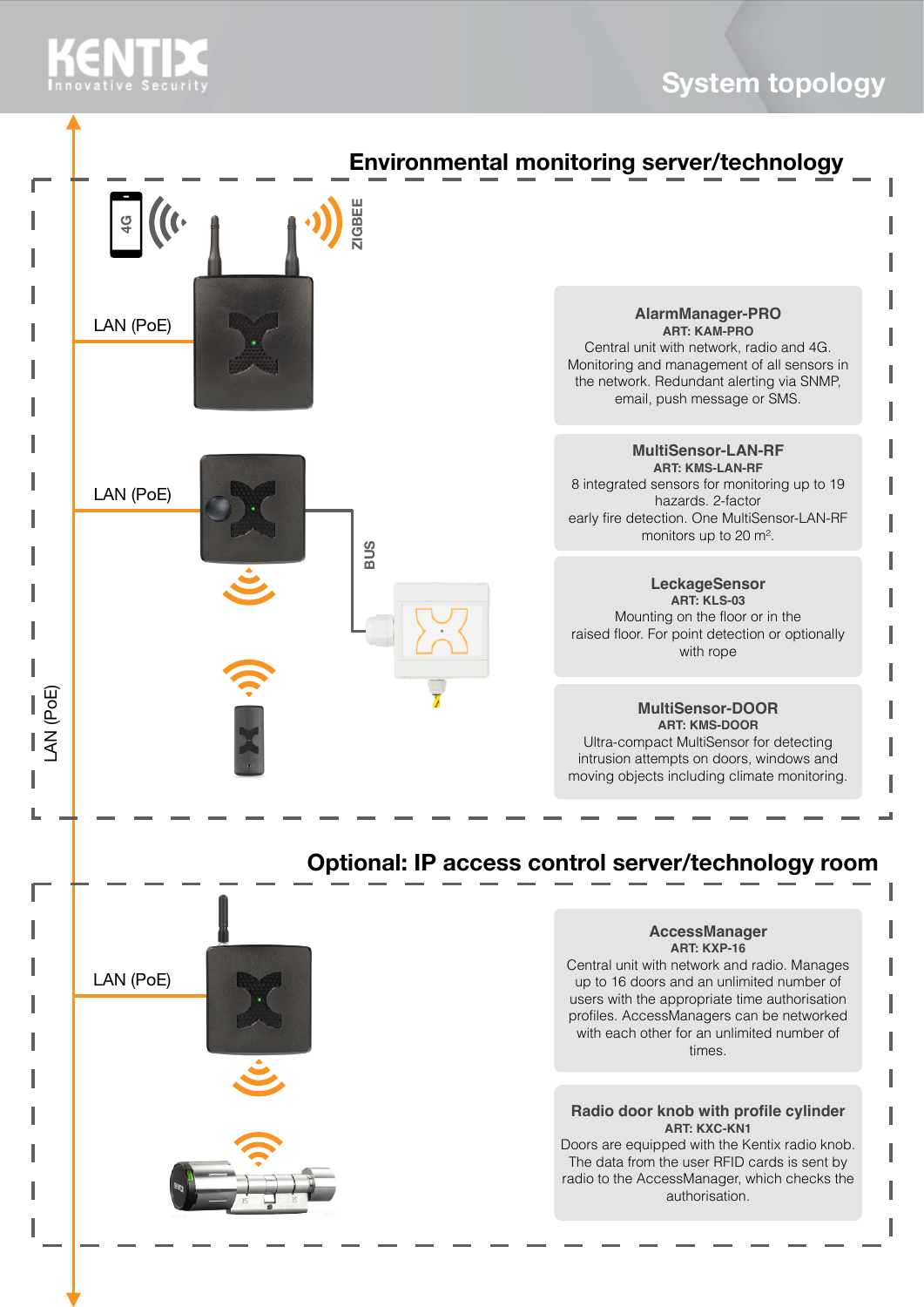# System topology

## Environmental monitoring server/technology

4G

ZIGBEE

LAN (PoE)

LAN (PoE)

BUS

LAN (PoE)

**AlarmManager-PRO**
**ART: KAM-PRO**
Central unit with network, radio and 4G. Monitoring and management of all sensors in the network. Redundant alerting via SNMP, email, push message or SMS.

**MultiSensor-LAN-RF**
**ART: KMS-LAN-RF**
8 integrated sensors for monitoring up to 19 hazards. 2-factor early fire detection. One MultiSensor-LAN-RF monitors up to 20 $m^2$.

**LeckageSensor**
**ART: KLS-03**
Mounting on the floor or in the raised floor. For point detection or optionally with rope

**MultiSensor-DOOR**
**ART: KMS-DOOR**
Ultra-compact MultiSensor for detecting intrusion attempts on doors, windows and moving objects including climate monitoring.

## Optional: IP access control server/technology room

LAN (PoE)

**AccessManager**
**ART: KXP-16**
Central unit with network and radio. Manages up to 16 doors and an unlimited number of users with the appropriate time authorisation profiles. AccessManagers can be networked with each other for an unlimited number of times.

**Radio door knob with profile cylinder**
**ART: KXC-KN1**
Doors are equipped with the Kentix radio knob. The data from the user RFID cards is sent by radio to the AccessManager, which checks the authorisation.